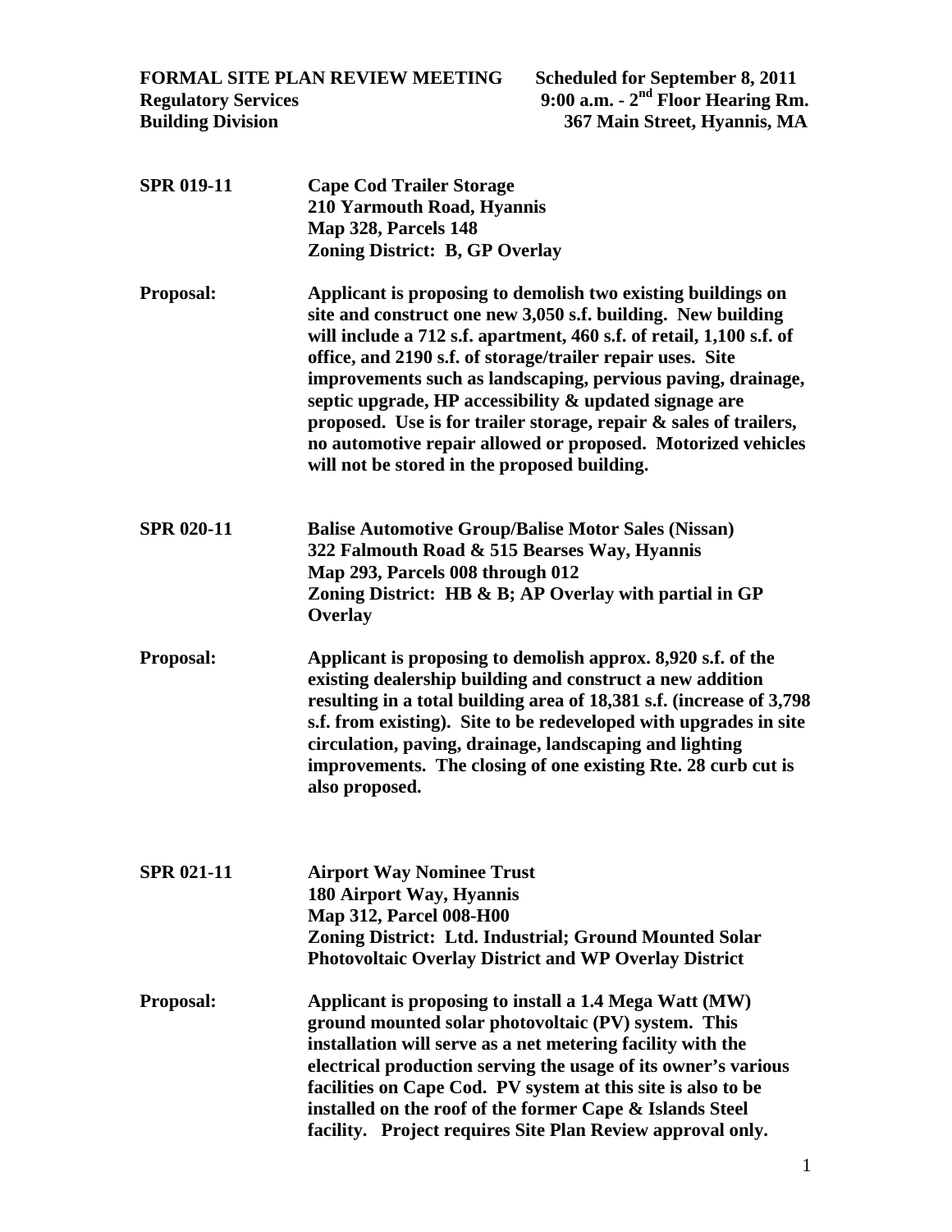**FORMAL SITE PLAN REVIEW MEETING** — **Scheduled for September 8, 2011**
**Regulatory Services** — **9:00 a.m. - 2nd Floor Hearing Rm.**
**Building Division** — **367 Main Street, Hyannis, MA**

| | |
|---|---|
| **SPR 019-11** | **Cape Cod Trailer Storage**<br>**210 Yarmouth Road, Hyannis**<br>**Map 328, Parcels 148**<br>**Zoning District: B, GP Overlay** |
| **Proposal:** | **Applicant is proposing to demolish two existing buildings on site and construct one new 3,050 s.f. building. New building will include a 712 s.f. apartment, 460 s.f. of retail, 1,100 s.f. of office, and 2190 s.f. of storage/trailer repair uses. Site improvements such as landscaping, pervious paving, drainage, septic upgrade, HP accessibility & updated signage are proposed. Use is for trailer storage, repair & sales of trailers, no automotive repair allowed or proposed. Motorized vehicles will not be stored in the proposed building.** |
| **SPR 020-11** | **Balise Automotive Group/Balise Motor Sales (Nissan)**<br>**322 Falmouth Road & 515 Bearses Way, Hyannis**<br>**Map 293, Parcels 008 through 012**<br>**Zoning District: HB & B; AP Overlay with partial in GP Overlay** |
| **Proposal:** | **Applicant is proposing to demolish approx. 8,920 s.f. of the existing dealership building and construct a new addition resulting in a total building area of 18,381 s.f. (increase of 3,798 s.f. from existing). Site to be redeveloped with upgrades in site circulation, paving, drainage, landscaping and lighting improvements. The closing of one existing Rte. 28 curb cut is also proposed.** |
| **SPR 021-11** | **Airport Way Nominee Trust**<br>**180 Airport Way, Hyannis**<br>**Map 312, Parcel 008-H00**<br>**Zoning District: Ltd. Industrial; Ground Mounted Solar Photovoltaic Overlay District and WP Overlay District** |
| **Proposal:** | **Applicant is proposing to install a 1.4 Mega Watt (MW) ground mounted solar photovoltaic (PV) system. This installation will serve as a net metering facility with the electrical production serving the usage of its owner's various facilities on Cape Cod. PV system at this site is also to be installed on the roof of the former Cape & Islands Steel facility. Project requires Site Plan Review approval only.** |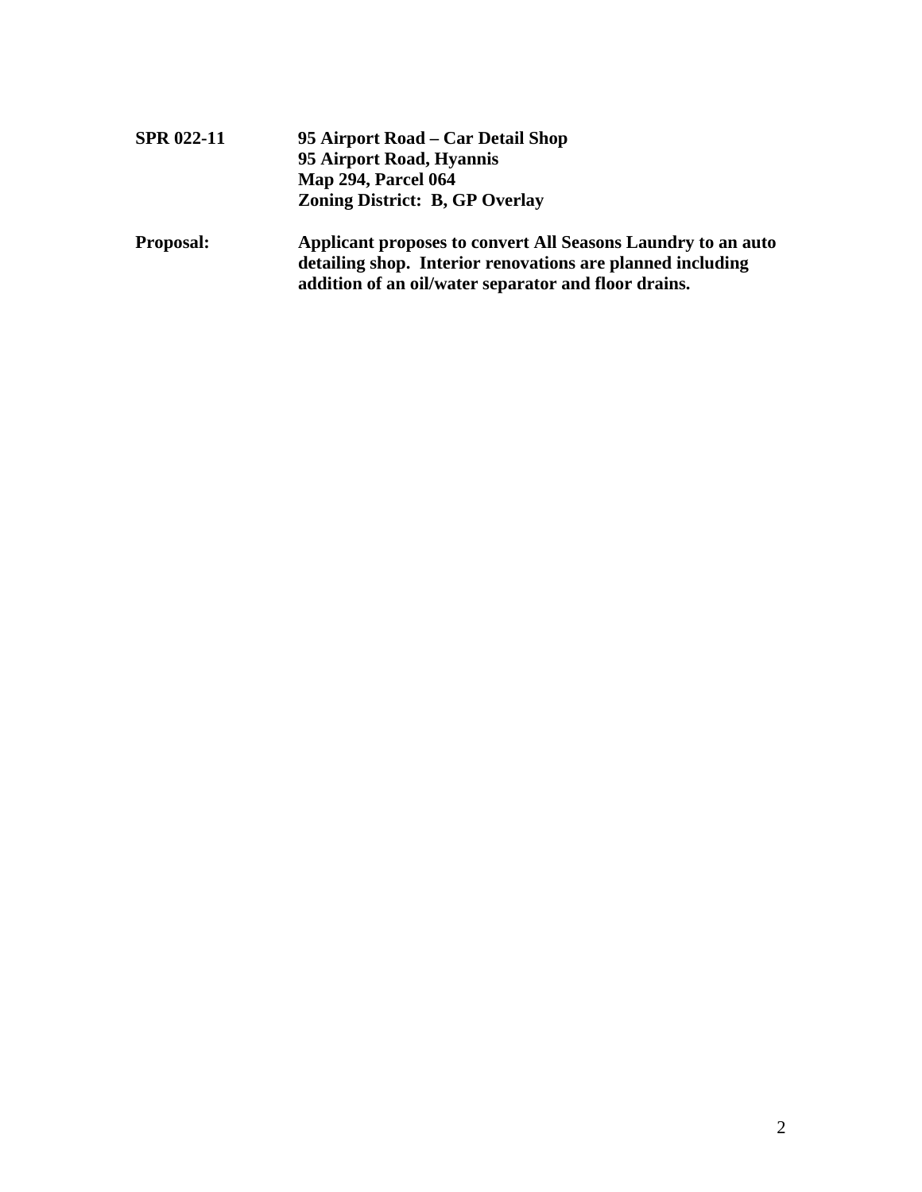**SPR 022-11** **95 Airport Road – Car Detail Shop**
**95 Airport Road, Hyannis**
**Map 294, Parcel 064**
**Zoning District: B, GP Overlay**

**Proposal:** **Applicant proposes to convert All Seasons Laundry to an auto detailing shop. Interior renovations are planned including addition of an oil/water separator and floor drains.**